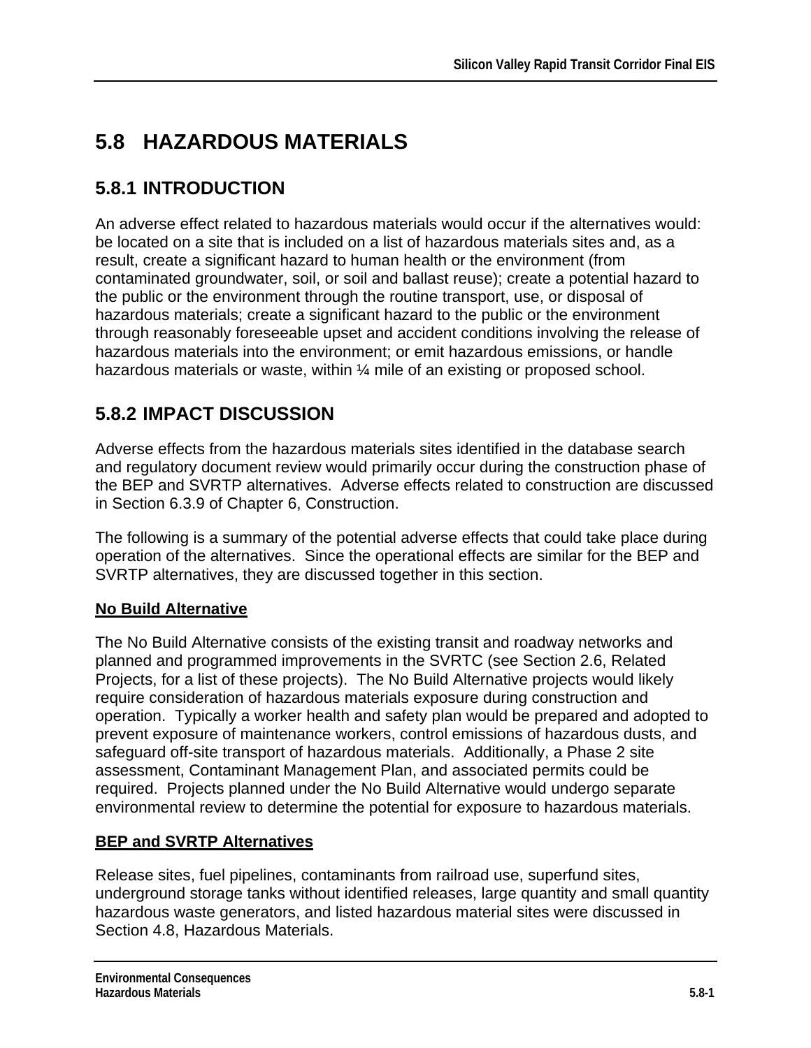# 5.8 HAZARDOUS MATERIALS

## 5.8.1 INTRODUCTION

An adverse effect related to hazardous materials would occur if the alternatives would: be located on a site that is included on a list of hazardous materials sites and, as a result, create a significant hazard to human health or the environment (from contaminated groundwater, soil, or soil and ballast reuse); create a potential hazard to the public or the environment through the routine transport, use, or disposal of hazardous materials; create a significant hazard to the public or the environment through reasonably foreseeable upset and accident conditions involving the release of hazardous materials into the environment; or emit hazardous emissions, or handle hazardous materials or waste, within ¼ mile of an existing or proposed school.

## 5.8.2 IMPACT DISCUSSION

Adverse effects from the hazardous materials sites identified in the database search and regulatory document review would primarily occur during the construction phase of the BEP and SVRTP alternatives. Adverse effects related to construction are discussed in Section 6.3.9 of Chapter 6, Construction.

The following is a summary of the potential adverse effects that could take place during operation of the alternatives. Since the operational effects are similar for the BEP and SVRTP alternatives, they are discussed together in this section.

**No Build Alternative**

The No Build Alternative consists of the existing transit and roadway networks and planned and programmed improvements in the SVRTC (see Section 2.6, Related Projects, for a list of these projects). The No Build Alternative projects would likely require consideration of hazardous materials exposure during construction and operation. Typically a worker health and safety plan would be prepared and adopted to prevent exposure of maintenance workers, control emissions of hazardous dusts, and safeguard off-site transport of hazardous materials. Additionally, a Phase 2 site assessment, Contaminant Management Plan, and associated permits could be required. Projects planned under the No Build Alternative would undergo separate environmental review to determine the potential for exposure to hazardous materials.

**BEP and SVRTP Alternatives**

Release sites, fuel pipelines, contaminants from railroad use, superfund sites, underground storage tanks without identified releases, large quantity and small quantity hazardous waste generators, and listed hazardous material sites were discussed in Section 4.8, Hazardous Materials.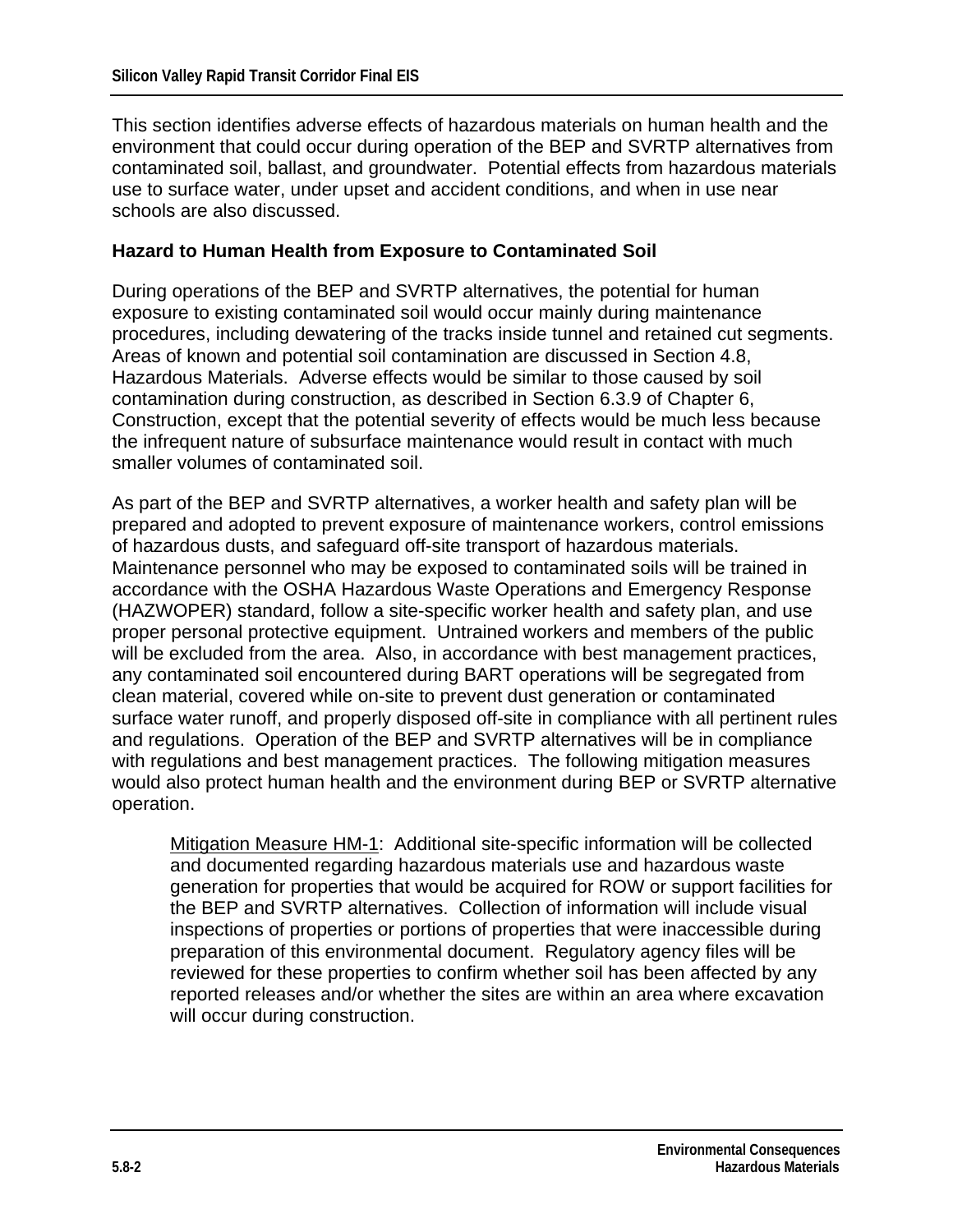This section identifies adverse effects of hazardous materials on human health and the environment that could occur during operation of the BEP and SVRTP alternatives from contaminated soil, ballast, and groundwater. Potential effects from hazardous materials use to surface water, under upset and accident conditions, and when in use near schools are also discussed.

### Hazard to Human Health from Exposure to Contaminated Soil

During operations of the BEP and SVRTP alternatives, the potential for human exposure to existing contaminated soil would occur mainly during maintenance procedures, including dewatering of the tracks inside tunnel and retained cut segments. Areas of known and potential soil contamination are discussed in Section 4.8, Hazardous Materials. Adverse effects would be similar to those caused by soil contamination during construction, as described in Section 6.3.9 of Chapter 6, Construction, except that the potential severity of effects would be much less because the infrequent nature of subsurface maintenance would result in contact with much smaller volumes of contaminated soil.

As part of the BEP and SVRTP alternatives, a worker health and safety plan will be prepared and adopted to prevent exposure of maintenance workers, control emissions of hazardous dusts, and safeguard off-site transport of hazardous materials. Maintenance personnel who may be exposed to contaminated soils will be trained in accordance with the OSHA Hazardous Waste Operations and Emergency Response (HAZWOPER) standard, follow a site-specific worker health and safety plan, and use proper personal protective equipment. Untrained workers and members of the public will be excluded from the area. Also, in accordance with best management practices, any contaminated soil encountered during BART operations will be segregated from clean material, covered while on-site to prevent dust generation or contaminated surface water runoff, and properly disposed off-site in compliance with all pertinent rules and regulations. Operation of the BEP and SVRTP alternatives will be in compliance with regulations and best management practices. The following mitigation measures would also protect human health and the environment during BEP or SVRTP alternative operation.

> Mitigation Measure HM-1: Additional site-specific information will be collected and documented regarding hazardous materials use and hazardous waste generation for properties that would be acquired for ROW or support facilities for the BEP and SVRTP alternatives. Collection of information will include visual inspections of properties or portions of properties that were inaccessible during preparation of this environmental document. Regulatory agency files will be reviewed for these properties to confirm whether soil has been affected by any reported releases and/or whether the sites are within an area where excavation will occur during construction.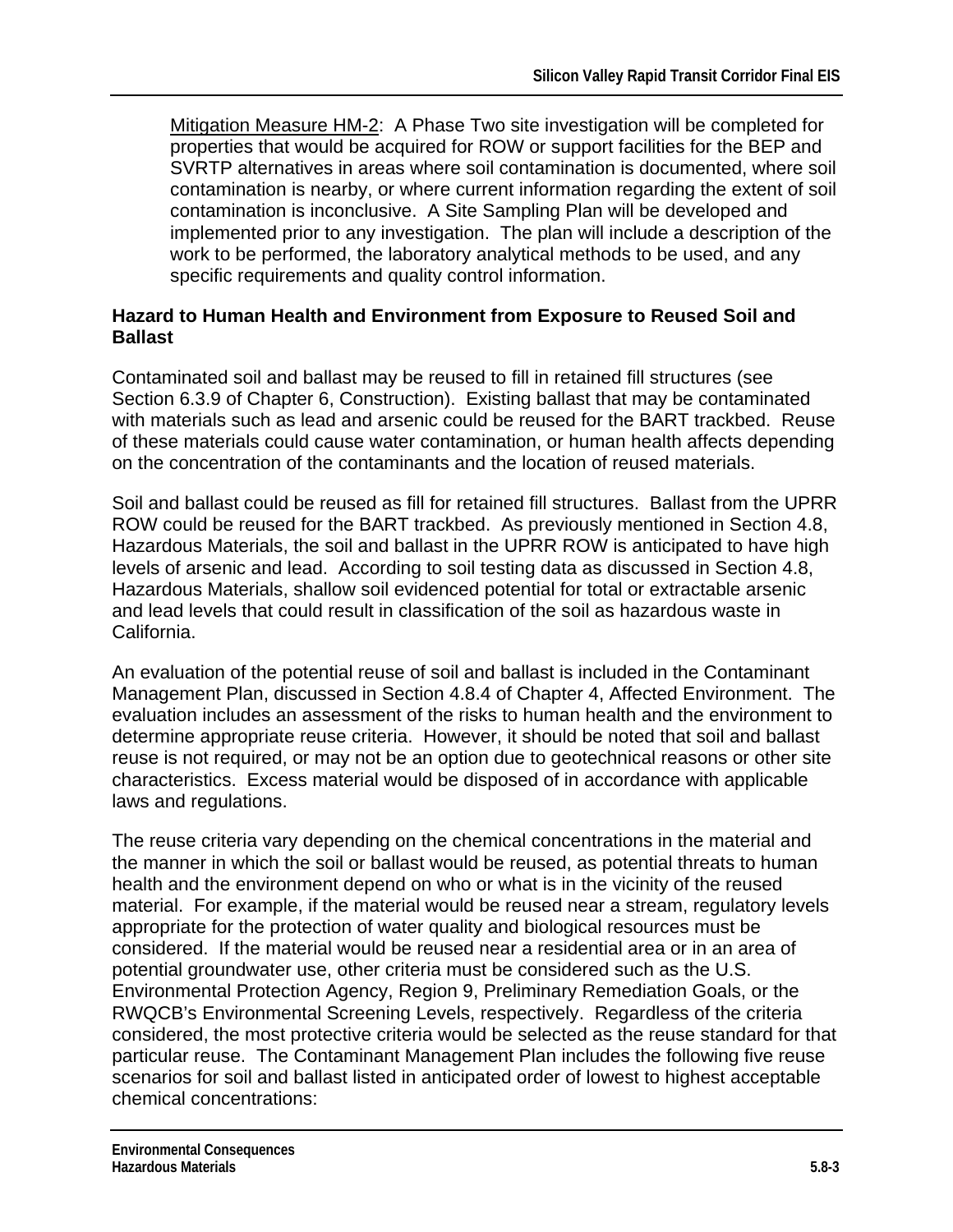<u>Mitigation Measure HM-2</u>: A Phase Two site investigation will be completed for properties that would be acquired for ROW or support facilities for the BEP and SVRTP alternatives in areas where soil contamination is documented, where soil contamination is nearby, or where current information regarding the extent of soil contamination is inconclusive. A Site Sampling Plan will be developed and implemented prior to any investigation. The plan will include a description of the work to be performed, the laboratory analytical methods to be used, and any specific requirements and quality control information.

**Hazard to Human Health and Environment from Exposure to Reused Soil and Ballast**

Contaminated soil and ballast may be reused to fill in retained fill structures (see Section 6.3.9 of Chapter 6, Construction). Existing ballast that may be contaminated with materials such as lead and arsenic could be reused for the BART trackbed. Reuse of these materials could cause water contamination, or human health affects depending on the concentration of the contaminants and the location of reused materials.

Soil and ballast could be reused as fill for retained fill structures. Ballast from the UPRR ROW could be reused for the BART trackbed. As previously mentioned in Section 4.8, Hazardous Materials, the soil and ballast in the UPRR ROW is anticipated to have high levels of arsenic and lead. According to soil testing data as discussed in Section 4.8, Hazardous Materials, shallow soil evidenced potential for total or extractable arsenic and lead levels that could result in classification of the soil as hazardous waste in California.

An evaluation of the potential reuse of soil and ballast is included in the Contaminant Management Plan, discussed in Section 4.8.4 of Chapter 4, Affected Environment. The evaluation includes an assessment of the risks to human health and the environment to determine appropriate reuse criteria. However, it should be noted that soil and ballast reuse is not required, or may not be an option due to geotechnical reasons or other site characteristics. Excess material would be disposed of in accordance with applicable laws and regulations.

The reuse criteria vary depending on the chemical concentrations in the material and the manner in which the soil or ballast would be reused, as potential threats to human health and the environment depend on who or what is in the vicinity of the reused material. For example, if the material would be reused near a stream, regulatory levels appropriate for the protection of water quality and biological resources must be considered. If the material would be reused near a residential area or in an area of potential groundwater use, other criteria must be considered such as the U.S. Environmental Protection Agency, Region 9, Preliminary Remediation Goals, or the RWQCB's Environmental Screening Levels, respectively. Regardless of the criteria considered, the most protective criteria would be selected as the reuse standard for that particular reuse. The Contaminant Management Plan includes the following five reuse scenarios for soil and ballast listed in anticipated order of lowest to highest acceptable chemical concentrations: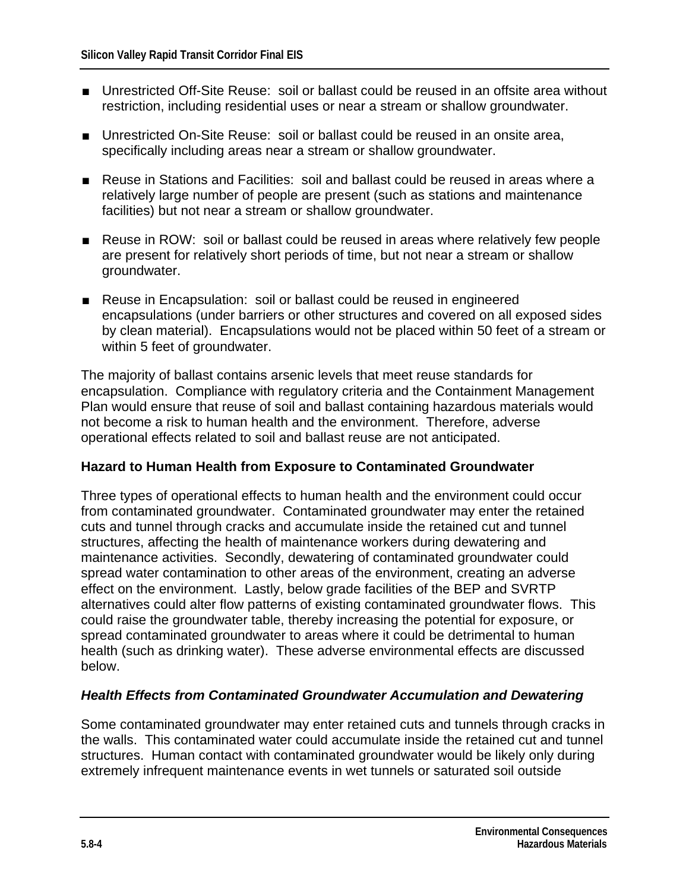- Unrestricted Off-Site Reuse: soil or ballast could be reused in an offsite area without restriction, including residential uses or near a stream or shallow groundwater.
- Unrestricted On-Site Reuse: soil or ballast could be reused in an onsite area, specifically including areas near a stream or shallow groundwater.
- Reuse in Stations and Facilities: soil and ballast could be reused in areas where a relatively large number of people are present (such as stations and maintenance facilities) but not near a stream or shallow groundwater.
- Reuse in ROW: soil or ballast could be reused in areas where relatively few people are present for relatively short periods of time, but not near a stream or shallow groundwater.
- Reuse in Encapsulation: soil or ballast could be reused in engineered encapsulations (under barriers or other structures and covered on all exposed sides by clean material). Encapsulations would not be placed within 50 feet of a stream or within 5 feet of groundwater.

The majority of ballast contains arsenic levels that meet reuse standards for encapsulation. Compliance with regulatory criteria and the Containment Management Plan would ensure that reuse of soil and ballast containing hazardous materials would not become a risk to human health and the environment. Therefore, adverse operational effects related to soil and ballast reuse are not anticipated.

**Hazard to Human Health from Exposure to Contaminated Groundwater**

Three types of operational effects to human health and the environment could occur from contaminated groundwater. Contaminated groundwater may enter the retained cuts and tunnel through cracks and accumulate inside the retained cut and tunnel structures, affecting the health of maintenance workers during dewatering and maintenance activities. Secondly, dewatering of contaminated groundwater could spread water contamination to other areas of the environment, creating an adverse effect on the environment. Lastly, below grade facilities of the BEP and SVRTP alternatives could alter flow patterns of existing contaminated groundwater flows. This could raise the groundwater table, thereby increasing the potential for exposure, or spread contaminated groundwater to areas where it could be detrimental to human health (such as drinking water). These adverse environmental effects are discussed below.

***Health Effects from Contaminated Groundwater Accumulation and Dewatering***

Some contaminated groundwater may enter retained cuts and tunnels through cracks in the walls. This contaminated water could accumulate inside the retained cut and tunnel structures. Human contact with contaminated groundwater would be likely only during extremely infrequent maintenance events in wet tunnels or saturated soil outside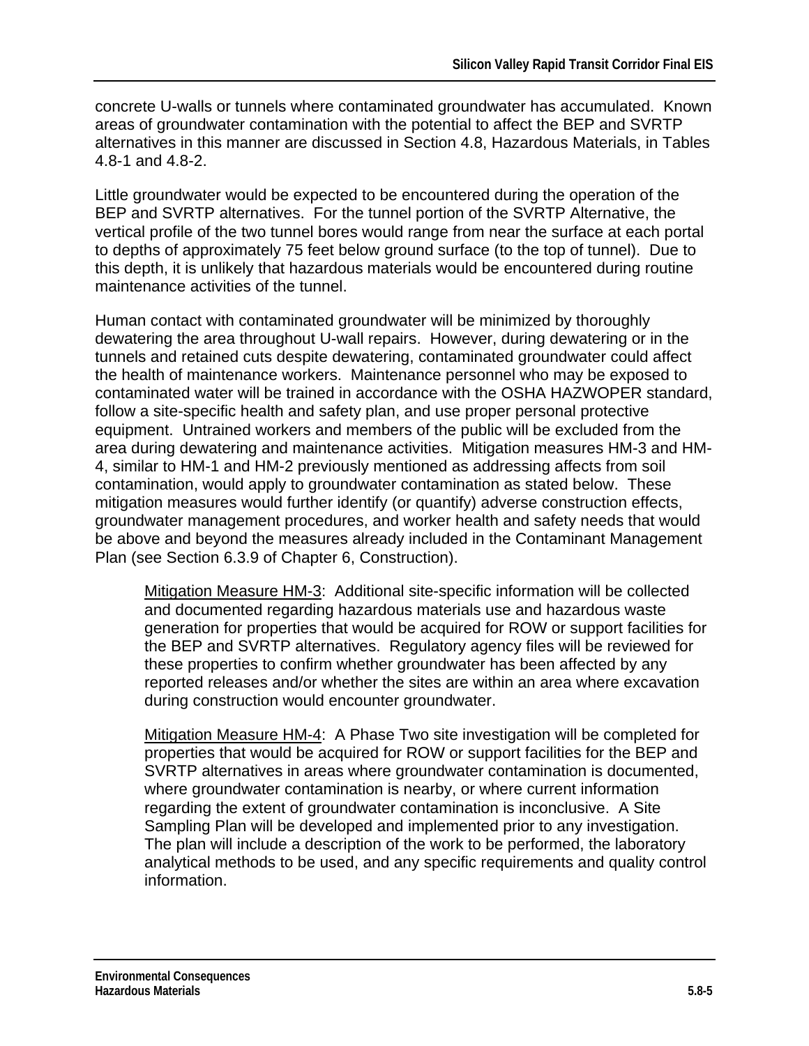concrete U-walls or tunnels where contaminated groundwater has accumulated. Known areas of groundwater contamination with the potential to affect the BEP and SVRTP alternatives in this manner are discussed in Section 4.8, Hazardous Materials, in Tables 4.8-1 and 4.8-2.

Little groundwater would be expected to be encountered during the operation of the BEP and SVRTP alternatives. For the tunnel portion of the SVRTP Alternative, the vertical profile of the two tunnel bores would range from near the surface at each portal to depths of approximately 75 feet below ground surface (to the top of tunnel). Due to this depth, it is unlikely that hazardous materials would be encountered during routine maintenance activities of the tunnel.

Human contact with contaminated groundwater will be minimized by thoroughly dewatering the area throughout U-wall repairs. However, during dewatering or in the tunnels and retained cuts despite dewatering, contaminated groundwater could affect the health of maintenance workers. Maintenance personnel who may be exposed to contaminated water will be trained in accordance with the OSHA HAZWOPER standard, follow a site-specific health and safety plan, and use proper personal protective equipment. Untrained workers and members of the public will be excluded from the area during dewatering and maintenance activities. Mitigation measures HM-3 and HM-4, similar to HM-1 and HM-2 previously mentioned as addressing affects from soil contamination, would apply to groundwater contamination as stated below. These mitigation measures would further identify (or quantify) adverse construction effects, groundwater management procedures, and worker health and safety needs that would be above and beyond the measures already included in the Contaminant Management Plan (see Section 6.3.9 of Chapter 6, Construction).

> <u>Mitigation Measure HM-3</u>: Additional site-specific information will be collected and documented regarding hazardous materials use and hazardous waste generation for properties that would be acquired for ROW or support facilities for the BEP and SVRTP alternatives. Regulatory agency files will be reviewed for these properties to confirm whether groundwater has been affected by any reported releases and/or whether the sites are within an area where excavation during construction would encounter groundwater.

> <u>Mitigation Measure HM-4</u>: A Phase Two site investigation will be completed for properties that would be acquired for ROW or support facilities for the BEP and SVRTP alternatives in areas where groundwater contamination is documented, where groundwater contamination is nearby, or where current information regarding the extent of groundwater contamination is inconclusive. A Site Sampling Plan will be developed and implemented prior to any investigation. The plan will include a description of the work to be performed, the laboratory analytical methods to be used, and any specific requirements and quality control information.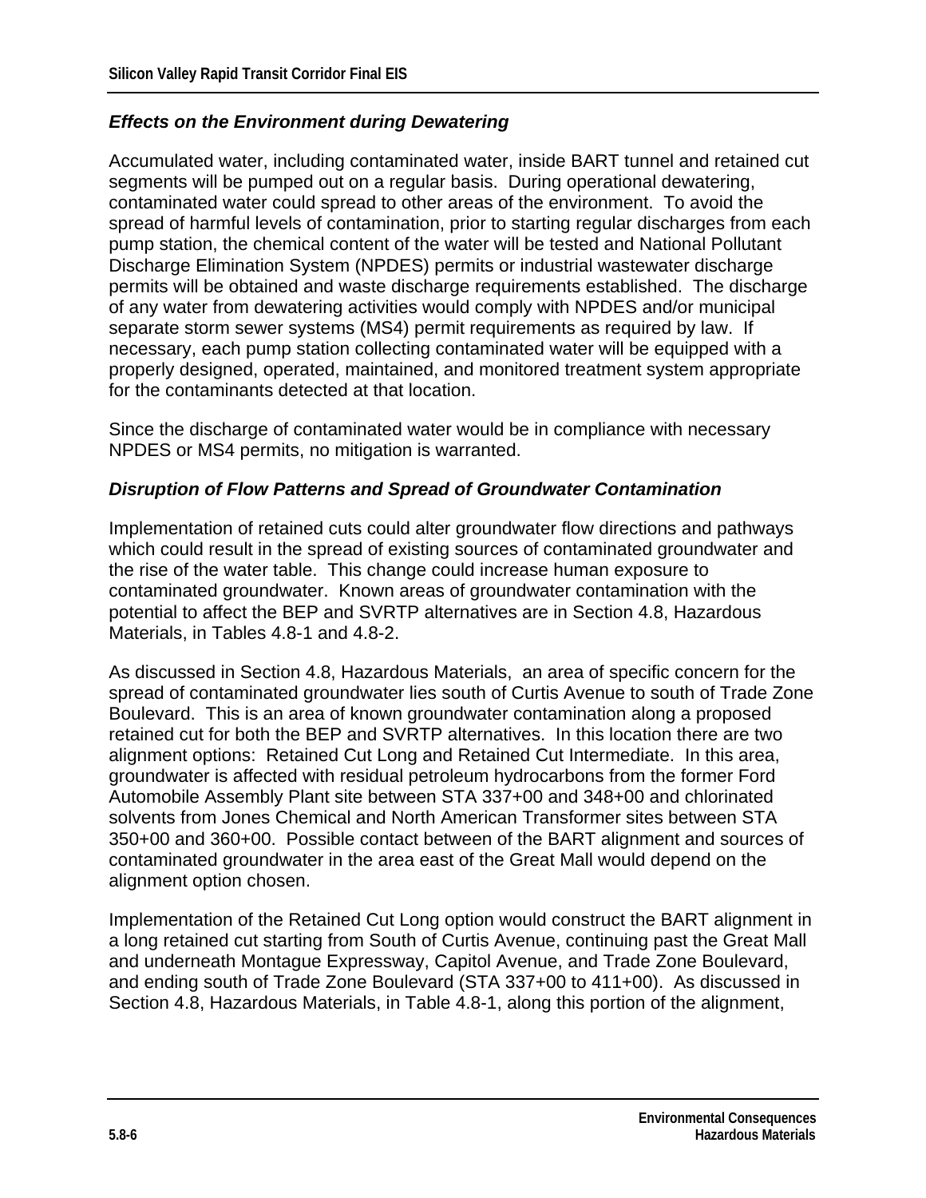### *Effects on the Environment during Dewatering*

Accumulated water, including contaminated water, inside BART tunnel and retained cut segments will be pumped out on a regular basis. During operational dewatering, contaminated water could spread to other areas of the environment. To avoid the spread of harmful levels of contamination, prior to starting regular discharges from each pump station, the chemical content of the water will be tested and National Pollutant Discharge Elimination System (NPDES) permits or industrial wastewater discharge permits will be obtained and waste discharge requirements established. The discharge of any water from dewatering activities would comply with NPDES and/or municipal separate storm sewer systems (MS4) permit requirements as required by law. If necessary, each pump station collecting contaminated water will be equipped with a properly designed, operated, maintained, and monitored treatment system appropriate for the contaminants detected at that location.

Since the discharge of contaminated water would be in compliance with necessary NPDES or MS4 permits, no mitigation is warranted.

### *Disruption of Flow Patterns and Spread of Groundwater Contamination*

Implementation of retained cuts could alter groundwater flow directions and pathways which could result in the spread of existing sources of contaminated groundwater and the rise of the water table. This change could increase human exposure to contaminated groundwater. Known areas of groundwater contamination with the potential to affect the BEP and SVRTP alternatives are in Section 4.8, Hazardous Materials, in Tables 4.8-1 and 4.8-2.

As discussed in Section 4.8, Hazardous Materials, an area of specific concern for the spread of contaminated groundwater lies south of Curtis Avenue to south of Trade Zone Boulevard. This is an area of known groundwater contamination along a proposed retained cut for both the BEP and SVRTP alternatives. In this location there are two alignment options: Retained Cut Long and Retained Cut Intermediate. In this area, groundwater is affected with residual petroleum hydrocarbons from the former Ford Automobile Assembly Plant site between STA 337+00 and 348+00 and chlorinated solvents from Jones Chemical and North American Transformer sites between STA 350+00 and 360+00. Possible contact between of the BART alignment and sources of contaminated groundwater in the area east of the Great Mall would depend on the alignment option chosen.

Implementation of the Retained Cut Long option would construct the BART alignment in a long retained cut starting from South of Curtis Avenue, continuing past the Great Mall and underneath Montague Expressway, Capitol Avenue, and Trade Zone Boulevard, and ending south of Trade Zone Boulevard (STA 337+00 to 411+00). As discussed in Section 4.8, Hazardous Materials, in Table 4.8-1, along this portion of the alignment,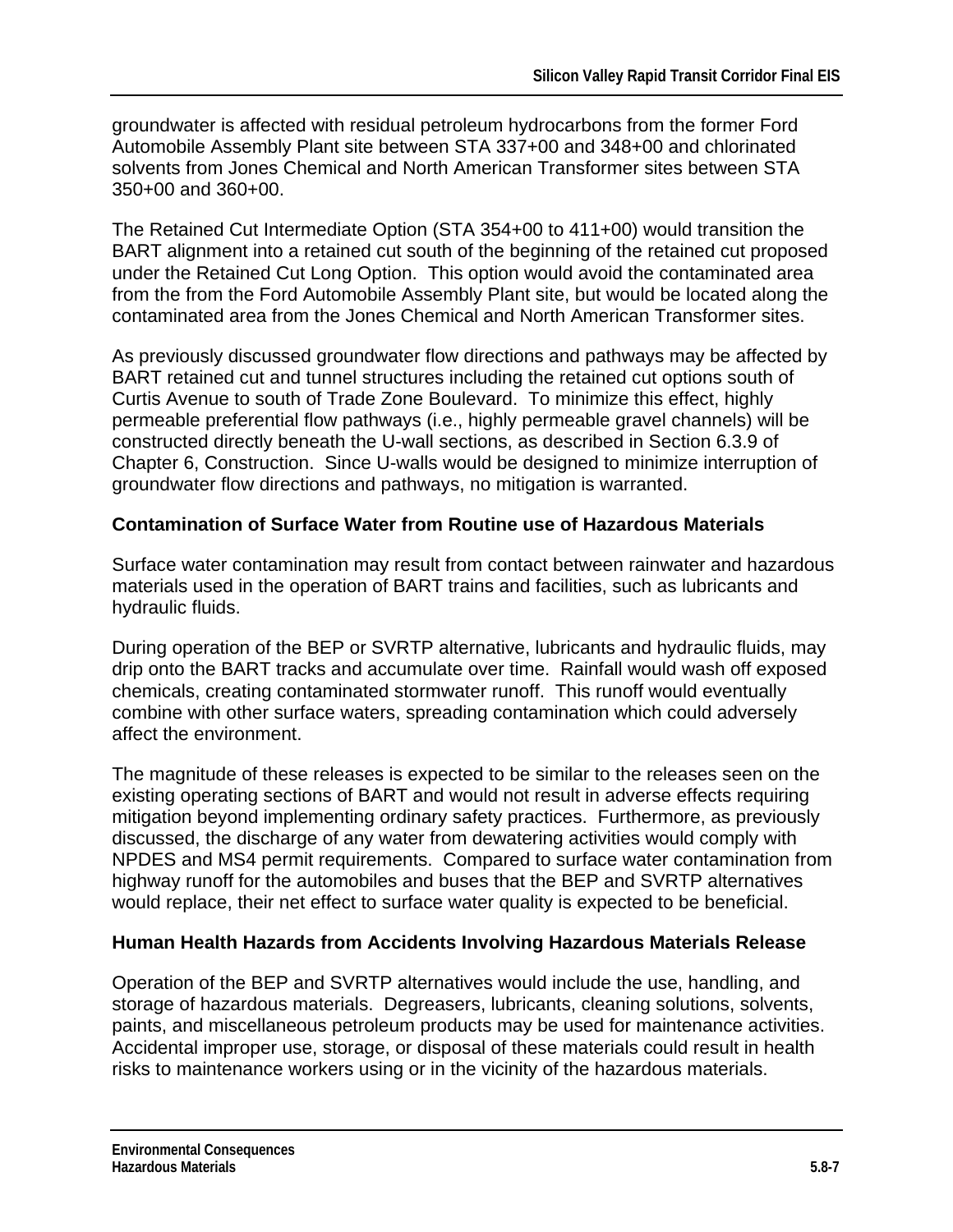groundwater is affected with residual petroleum hydrocarbons from the former Ford Automobile Assembly Plant site between STA 337+00 and 348+00 and chlorinated solvents from Jones Chemical and North American Transformer sites between STA 350+00 and 360+00.

The Retained Cut Intermediate Option (STA 354+00 to 411+00) would transition the BART alignment into a retained cut south of the beginning of the retained cut proposed under the Retained Cut Long Option. This option would avoid the contaminated area from the from the Ford Automobile Assembly Plant site, but would be located along the contaminated area from the Jones Chemical and North American Transformer sites.

As previously discussed groundwater flow directions and pathways may be affected by BART retained cut and tunnel structures including the retained cut options south of Curtis Avenue to south of Trade Zone Boulevard. To minimize this effect, highly permeable preferential flow pathways (i.e., highly permeable gravel channels) will be constructed directly beneath the U-wall sections, as described in Section 6.3.9 of Chapter 6, Construction. Since U-walls would be designed to minimize interruption of groundwater flow directions and pathways, no mitigation is warranted.

### Contamination of Surface Water from Routine use of Hazardous Materials

Surface water contamination may result from contact between rainwater and hazardous materials used in the operation of BART trains and facilities, such as lubricants and hydraulic fluids.

During operation of the BEP or SVRTP alternative, lubricants and hydraulic fluids, may drip onto the BART tracks and accumulate over time. Rainfall would wash off exposed chemicals, creating contaminated stormwater runoff. This runoff would eventually combine with other surface waters, spreading contamination which could adversely affect the environment.

The magnitude of these releases is expected to be similar to the releases seen on the existing operating sections of BART and would not result in adverse effects requiring mitigation beyond implementing ordinary safety practices. Furthermore, as previously discussed, the discharge of any water from dewatering activities would comply with NPDES and MS4 permit requirements. Compared to surface water contamination from highway runoff for the automobiles and buses that the BEP and SVRTP alternatives would replace, their net effect to surface water quality is expected to be beneficial.

### Human Health Hazards from Accidents Involving Hazardous Materials Release

Operation of the BEP and SVRTP alternatives would include the use, handling, and storage of hazardous materials. Degreasers, lubricants, cleaning solutions, solvents, paints, and miscellaneous petroleum products may be used for maintenance activities. Accidental improper use, storage, or disposal of these materials could result in health risks to maintenance workers using or in the vicinity of the hazardous materials.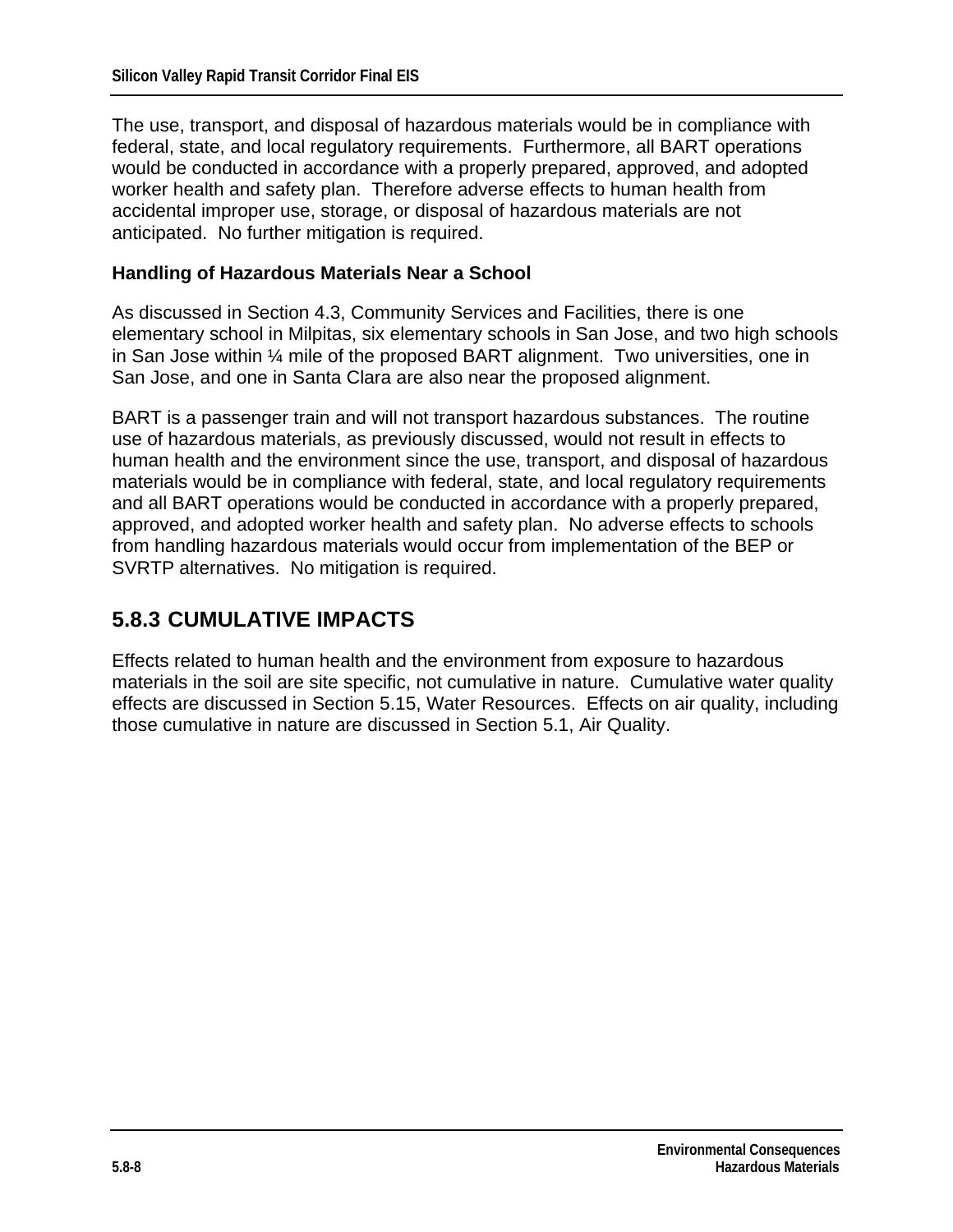The use, transport, and disposal of hazardous materials would be in compliance with federal, state, and local regulatory requirements. Furthermore, all BART operations would be conducted in accordance with a properly prepared, approved, and adopted worker health and safety plan. Therefore adverse effects to human health from accidental improper use, storage, or disposal of hazardous materials are not anticipated. No further mitigation is required.

**Handling of Hazardous Materials Near a School**

As discussed in Section 4.3, Community Services and Facilities, there is one elementary school in Milpitas, six elementary schools in San Jose, and two high schools in San Jose within ¼ mile of the proposed BART alignment. Two universities, one in San Jose, and one in Santa Clara are also near the proposed alignment.

BART is a passenger train and will not transport hazardous substances. The routine use of hazardous materials, as previously discussed, would not result in effects to human health and the environment since the use, transport, and disposal of hazardous materials would be in compliance with federal, state, and local regulatory requirements and all BART operations would be conducted in accordance with a properly prepared, approved, and adopted worker health and safety plan. No adverse effects to schools from handling hazardous materials would occur from implementation of the BEP or SVRTP alternatives. No mitigation is required.

## 5.8.3 CUMULATIVE IMPACTS

Effects related to human health and the environment from exposure to hazardous materials in the soil are site specific, not cumulative in nature. Cumulative water quality effects are discussed in Section 5.15, Water Resources. Effects on air quality, including those cumulative in nature are discussed in Section 5.1, Air Quality.